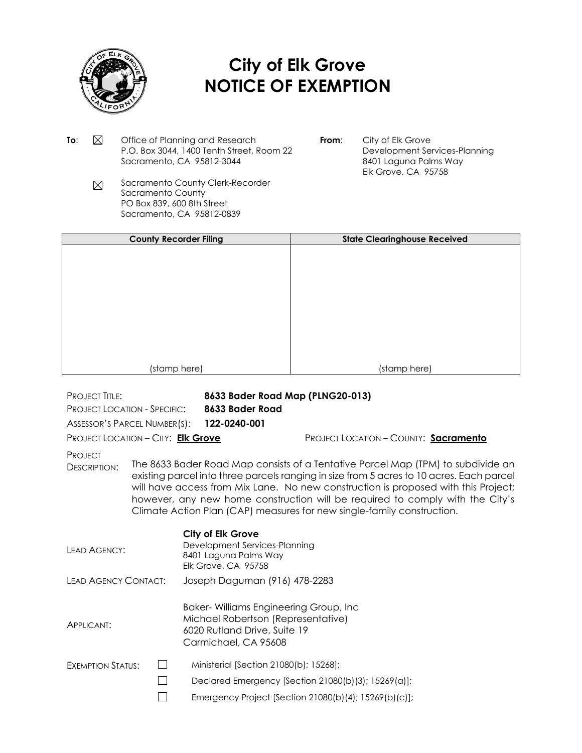# City of Elk Grove
# NOTICE OF EXEMPTION

**To**: ☒ Office of Planning and Research
P.O. Box 3044, 1400 Tenth Street, Room 22
Sacramento, CA 95812-3044

☒ Sacramento County Clerk-Recorder
Sacramento County
PO Box 839, 600 8th Street
Sacramento, CA 95812-0839

**From**: City of Elk Grove
Development Services-Planning
8401 Laguna Palms Way
Elk Grove, CA 95758

| County Recorder Filing | State Clearinghouse Received |
|---|---|
| (stamp here) | (stamp here) |

PROJECT TITLE: **8633 Bader Road Map (PLNG20-013)**

PROJECT LOCATION - SPECIFIC: **8633 Bader Road**

ASSESSOR'S PARCEL NUMBER(S): **122-0240-001**

PROJECT LOCATION – CITY: **Elk Grove**     PROJECT LOCATION – COUNTY: **Sacramento**

PROJECT DESCRIPTION: The 8633 Bader Road Map consists of a Tentative Parcel Map (TPM) to subdivide an existing parcel into three parcels ranging in size from 5 acres to 10 acres. Each parcel will have access from Mix Lane. No new construction is proposed with this Project; however, any new home construction will be required to comply with the City's Climate Action Plan (CAP) measures for new single-family construction.

LEAD AGENCY: **City of Elk Grove**
Development Services-Planning
8401 Laguna Palms Way
Elk Grove, CA 95758

LEAD AGENCY CONTACT: Joseph Daguman (916) 478-2283

APPLICANT: Baker- Williams Engineering Group, Inc
Michael Robertson (Representative)
6020 Rutland Drive, Suite 19
Carmichael, CA 95608

EXEMPTION STATUS:

☐ Ministerial [Section 21080(b); 15268];

☐ Declared Emergency [Section 21080(b)(3); 15269(a)];

☐ Emergency Project [Section 21080(b)(4); 15269(b)(c)];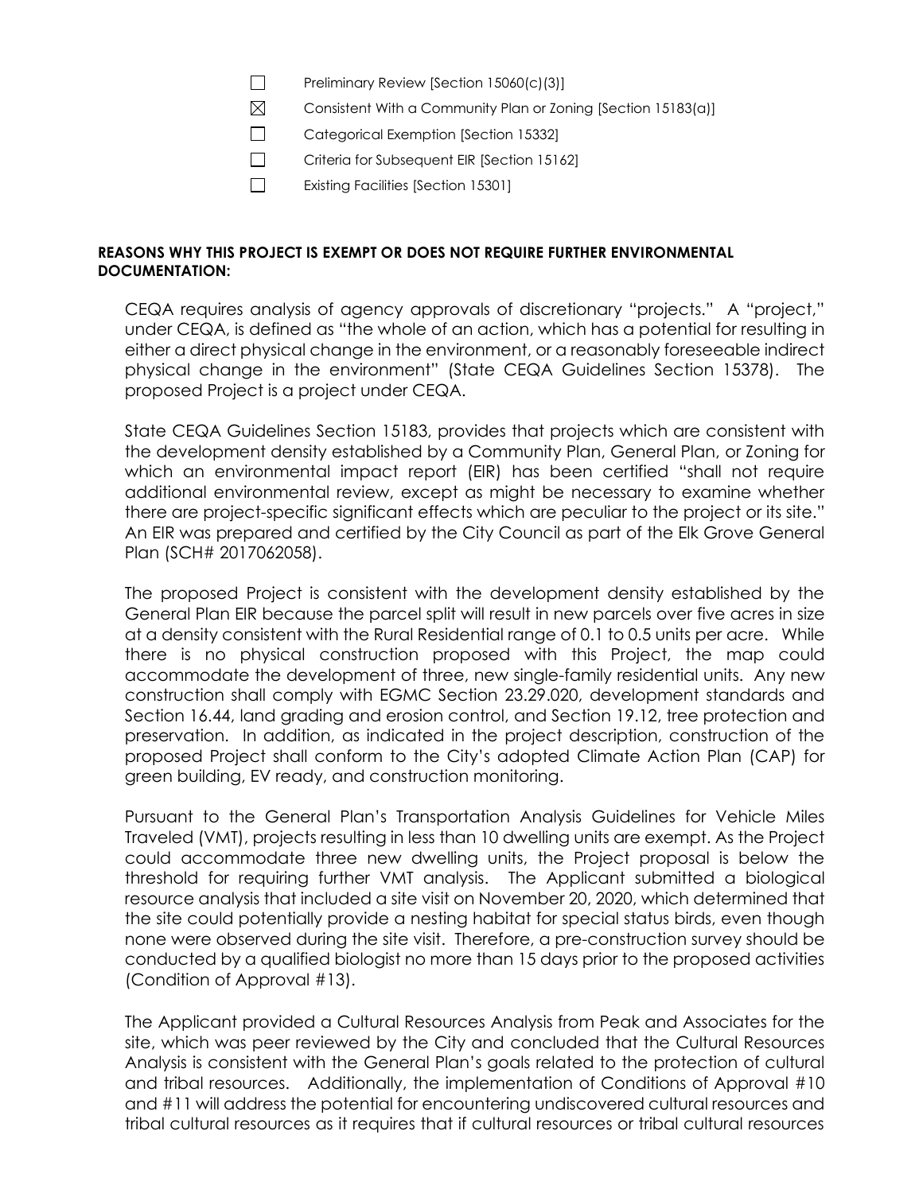- ☐ Preliminary Review [Section 15060(c)(3)]
- ☒ Consistent With a Community Plan or Zoning [Section 15183(a)]
- ☐ Categorical Exemption [Section 15332]
- ☐ Criteria for Subsequent EIR [Section 15162]
- ☐ Existing Facilities [Section 15301]

**REASONS WHY THIS PROJECT IS EXEMPT OR DOES NOT REQUIRE FURTHER ENVIRONMENTAL DOCUMENTATION:**

CEQA requires analysis of agency approvals of discretionary "projects." A "project," under CEQA, is defined as "the whole of an action, which has a potential for resulting in either a direct physical change in the environment, or a reasonably foreseeable indirect physical change in the environment" (State CEQA Guidelines Section 15378). The proposed Project is a project under CEQA.

State CEQA Guidelines Section 15183, provides that projects which are consistent with the development density established by a Community Plan, General Plan, or Zoning for which an environmental impact report (EIR) has been certified "shall not require additional environmental review, except as might be necessary to examine whether there are project-specific significant effects which are peculiar to the project or its site." An EIR was prepared and certified by the City Council as part of the Elk Grove General Plan (SCH# 2017062058).

The proposed Project is consistent with the development density established by the General Plan EIR because the parcel split will result in new parcels over five acres in size at a density consistent with the Rural Residential range of 0.1 to 0.5 units per acre. While there is no physical construction proposed with this Project, the map could accommodate the development of three, new single-family residential units. Any new construction shall comply with EGMC Section 23.29.020, development standards and Section 16.44, land grading and erosion control, and Section 19.12, tree protection and preservation. In addition, as indicated in the project description, construction of the proposed Project shall conform to the City's adopted Climate Action Plan (CAP) for green building, EV ready, and construction monitoring.

Pursuant to the General Plan's Transportation Analysis Guidelines for Vehicle Miles Traveled (VMT), projects resulting in less than 10 dwelling units are exempt. As the Project could accommodate three new dwelling units, the Project proposal is below the threshold for requiring further VMT analysis. The Applicant submitted a biological resource analysis that included a site visit on November 20, 2020, which determined that the site could potentially provide a nesting habitat for special status birds, even though none were observed during the site visit. Therefore, a pre-construction survey should be conducted by a qualified biologist no more than 15 days prior to the proposed activities (Condition of Approval #13).

The Applicant provided a Cultural Resources Analysis from Peak and Associates for the site, which was peer reviewed by the City and concluded that the Cultural Resources Analysis is consistent with the General Plan's goals related to the protection of cultural and tribal resources. Additionally, the implementation of Conditions of Approval #10 and #11 will address the potential for encountering undiscovered cultural resources and tribal cultural resources as it requires that if cultural resources or tribal cultural resources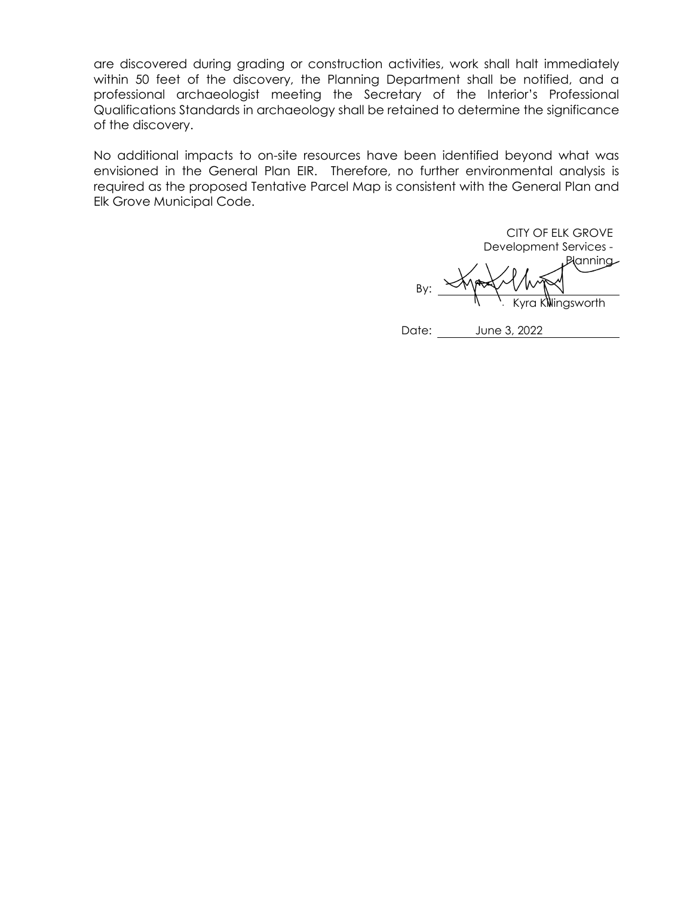are discovered during grading or construction activities, work shall halt immediately within 50 feet of the discovery, the Planning Department shall be notified, and a professional archaeologist meeting the Secretary of the Interior's Professional Qualifications Standards in archaeology shall be retained to determine the significance of the discovery.

No additional impacts to on-site resources have been identified beyond what was envisioned in the General Plan EIR. Therefore, no further environmental analysis is required as the proposed Tentative Parcel Map is consistent with the General Plan and Elk Grove Municipal Code.

CITY OF ELK GROVE
Development Services - Planning

By: ______________________
Kyra Killingsworth

Date: June 3, 2022